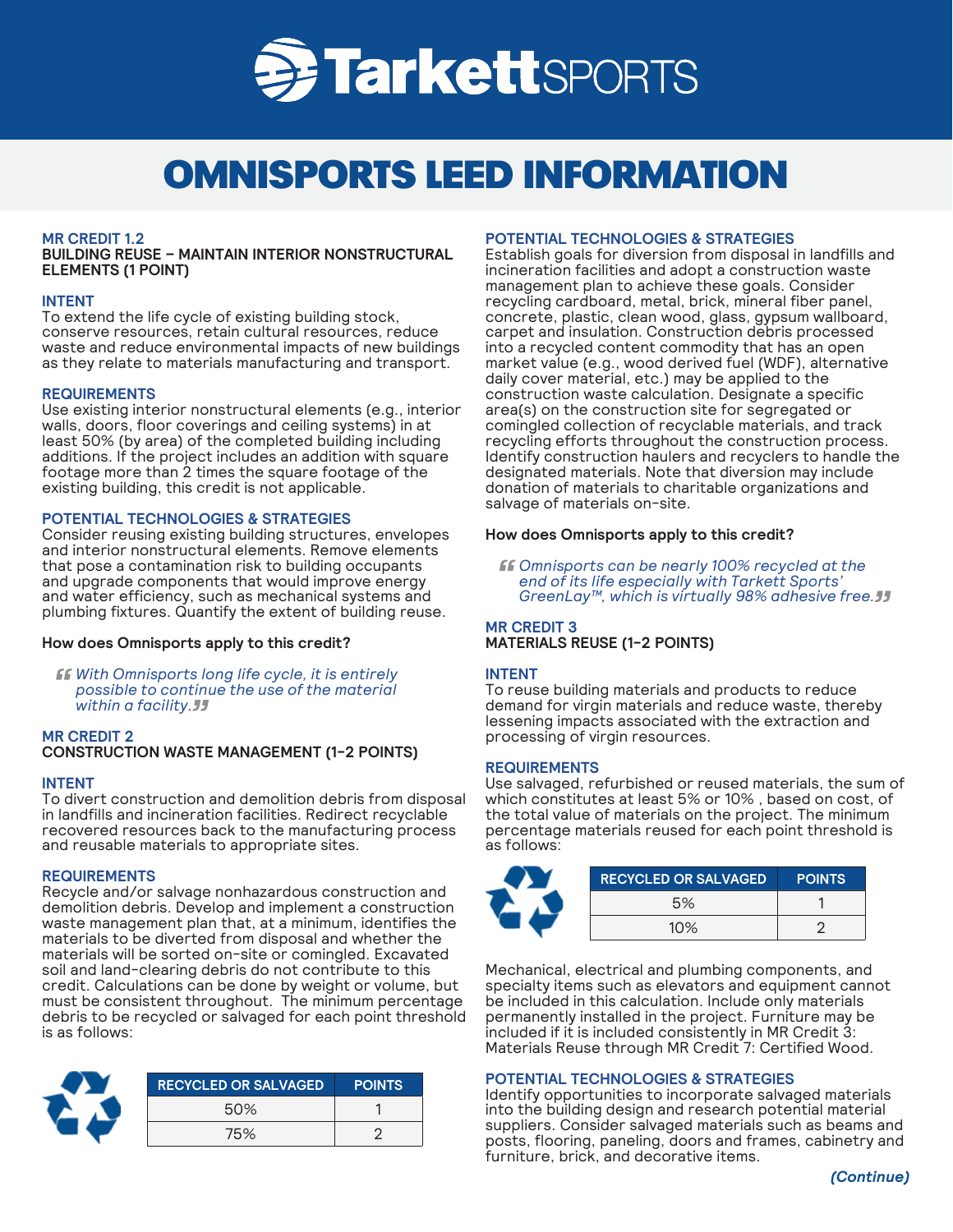# OMNISPORTS LEED INFORMATION

## MR CREDIT 1.2
### BUILDING REUSE – MAINTAIN INTERIOR NONSTRUCTURAL ELEMENTS (1 POINT)

**INTENT**

To extend the life cycle of existing building stock, conserve resources, retain cultural resources, reduce waste and reduce environmental impacts of new buildings as they relate to materials manufacturing and transport.

**REQUIREMENTS**

Use existing interior nonstructural elements (e.g., interior walls, doors, floor coverings and ceiling systems) in at least 50% (by area) of the completed building including additions. If the project includes an addition with square footage more than 2 times the square footage of the existing building, this credit is not applicable.

**POTENTIAL TECHNOLOGIES & STRATEGIES**

Consider reusing existing building structures, envelopes and interior nonstructural elements. Remove elements that pose a contamination risk to building occupants and upgrade components that would improve energy and water efficiency, such as mechanical systems and plumbing fixtures. Quantify the extent of building reuse.

**How does Omnisports apply to this credit?**

> *“With Omnisports long life cycle, it is entirely possible to continue the use of the material within a facility.”*

## MR CREDIT 2
### CONSTRUCTION WASTE MANAGEMENT (1-2 POINTS)

**INTENT**

To divert construction and demolition debris from disposal in landfills and incineration facilities. Redirect recyclable recovered resources back to the manufacturing process and reusable materials to appropriate sites.

**REQUIREMENTS**

Recycle and/or salvage nonhazardous construction and demolition debris. Develop and implement a construction waste management plan that, at a minimum, identifies the materials to be diverted from disposal and whether the materials will be sorted on-site or comingled. Excavated soil and land-clearing debris do not contribute to this credit. Calculations can be done by weight or volume, but must be consistent throughout. The minimum percentage debris to be recycled or salvaged for each point threshold is as follows:

| RECYCLED OR SALVAGED | POINTS |
| --- | --- |
| 50% | 1 |
| 75% | 2 |

**POTENTIAL TECHNOLOGIES & STRATEGIES**

Establish goals for diversion from disposal in landfills and incineration facilities and adopt a construction waste management plan to achieve these goals. Consider recycling cardboard, metal, brick, mineral fiber panel, concrete, plastic, clean wood, glass, gypsum wallboard, carpet and insulation. Construction debris processed into a recycled content commodity that has an open market value (e.g., wood derived fuel (WDF), alternative daily cover material, etc.) may be applied to the construction waste calculation. Designate a specific area(s) on the construction site for segregated or comingled collection of recyclable materials, and track recycling efforts throughout the construction process. Identify construction haulers and recyclers to handle the designated materials. Note that diversion may include donation of materials to charitable organizations and salvage of materials on-site.

**How does Omnisports apply to this credit?**

> *“Omnisports can be nearly 100% recycled at the end of its life especially with Tarkett Sports’ GreenLay™, which is virtually 98% adhesive free.”*

## MR CREDIT 3
### MATERIALS REUSE (1-2 POINTS)

**INTENT**

To reuse building materials and products to reduce demand for virgin materials and reduce waste, thereby lessening impacts associated with the extraction and processing of virgin resources.

**REQUIREMENTS**

Use salvaged, refurbished or reused materials, the sum of which constitutes at least 5% or 10% , based on cost, of the total value of materials on the project. The minimum percentage materials reused for each point threshold is as follows:

| RECYCLED OR SALVAGED | POINTS |
| --- | --- |
| 5% | 1 |
| 10% | 2 |

Mechanical, electrical and plumbing components, and specialty items such as elevators and equipment cannot be included in this calculation. Include only materials permanently installed in the project. Furniture may be included if it is included consistently in MR Credit 3: Materials Reuse through MR Credit 7: Certified Wood.

**POTENTIAL TECHNOLOGIES & STRATEGIES**

Identify opportunities to incorporate salvaged materials into the building design and research potential material suppliers. Consider salvaged materials such as beams and posts, flooring, paneling, doors and frames, cabinetry and furniture, brick, and decorative items.

***(Continue)***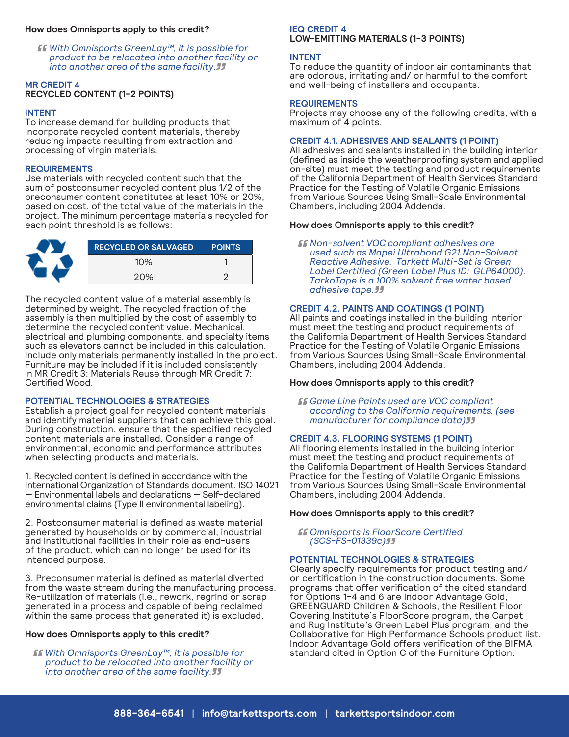**How does Omnisports apply to this credit?**

> *With Omnisports GreenLay™, it is possible for product to be relocated into another facility or into another area of the same facility.*

## MR CREDIT 4
**RECYCLED CONTENT (1-2 POINTS)**

### INTENT
To increase demand for building products that incorporate recycled content materials, thereby reducing impacts resulting from extraction and processing of virgin materials.

### REQUIREMENTS
Use materials with recycled content such that the sum of postconsumer recycled content plus 1/2 of the preconsumer content constitutes at least 10% or 20%, based on cost, of the total value of the materials in the project. The minimum percentage materials recycled for each point threshold is as follows:

| RECYCLED OR SALVAGED | POINTS |
|---|---|
| 10% | 1 |
| 20% | 2 |

The recycled content value of a material assembly is determined by weight. The recycled fraction of the assembly is then multiplied by the cost of assembly to determine the recycled content value. Mechanical, electrical and plumbing components, and specialty items such as elevators cannot be included in this calculation. Include only materials permanently installed in the project. Furniture may be included if it is included consistently in MR Credit 3: Materials Reuse through MR Credit 7: Certified Wood.

### POTENTIAL TECHNOLOGIES & STRATEGIES
Establish a project goal for recycled content materials and identify material suppliers that can achieve this goal. During construction, ensure that the specified recycled content materials are installed. Consider a range of environmental, economic and performance attributes when selecting products and materials.

1. Recycled content is defined in accordance with the International Organization of Standards document, ISO 14021 — Environmental labels and declarations — Self-declared environmental claims (Type II environmental labeling).

2. Postconsumer material is defined as waste material generated by households or by commercial, industrial and institutional facilities in their role as end-users of the product, which can no longer be used for its intended purpose.

3. Preconsumer material is defined as material diverted from the waste stream during the manufacturing process. Re-utilization of materials (i.e., rework, regrind or scrap generated in a process and capable of being reclaimed within the same process that generated it) is excluded.

**How does Omnisports apply to this credit?**

> *With Omnisports GreenLay™, it is possible for product to be relocated into another facility or into another area of the same facility.*

## IEQ CREDIT 4
**LOW-EMITTING MATERIALS (1-3 POINTS)**

### INTENT
To reduce the quantity of indoor air contaminants that are odorous, irritating and/ or harmful to the comfort and well-being of installers and occupants.

### REQUIREMENTS
Projects may choose any of the following credits, with a maximum of 4 points.

### CREDIT 4.1. ADHESIVES AND SEALANTS (1 POINT)
All adhesives and sealants installed in the building interior (defined as inside the weatherproofing system and applied on-site) must meet the testing and product requirements of the California Department of Health Services Standard Practice for the Testing of Volatile Organic Emissions from Various Sources Using Small-Scale Environmental Chambers, including 2004 Addenda.

**How does Omnisports apply to this credit?**

> *Non-solvent VOC compliant adhesives are used such as Mapei Ultrabond G21 Non-Solvent Reactive Adhesive. Tarkett Multi-Set is Green Label Certified (Green Label Plus ID: GLP64000). TarkoTape is a 100% solvent free water based adhesive tape.*

### CREDIT 4.2. PAINTS AND COATINGS (1 POINT)
All paints and coatings installed in the building interior must meet the testing and product requirements of the California Department of Health Services Standard Practice for the Testing of Volatile Organic Emissions from Various Sources Using Small-Scale Environmental Chambers, including 2004 Addenda.

**How does Omnisports apply to this credit?**

> *Game Line Paints used are VOC compliant according to the California requirements. (see manufacturer for compliance data)*

### CREDIT 4.3. FLOORING SYSTEMS (1 POINT)
All flooring elements installed in the building interior must meet the testing and product requirements of the California Department of Health Services Standard Practice for the Testing of Volatile Organic Emissions from Various Sources Using Small-Scale Environmental Chambers, including 2004 Addenda.

**How does Omnisports apply to this credit?**

> *Omnisports is FloorScore Certified (SCS-FS-01339c)*

### POTENTIAL TECHNOLOGIES & STRATEGIES
Clearly specify requirements for product testing and/ or certification in the construction documents. Some programs that offer verification of the cited standard for Options 1-4 and 6 are Indoor Advantage Gold, GREENGUARD Children & Schools, the Resilient Floor Covering Institute's FloorScore program, the Carpet and Rug Institute's Green Label Plus program, and the Collaborative for High Performance Schools product list. Indoor Advantage Gold offers verification of the BIFMA standard cited in Option C of the Furniture Option.

**888-364-6541 | info@tarkettsports.com | tarkettsportsindoor.com**